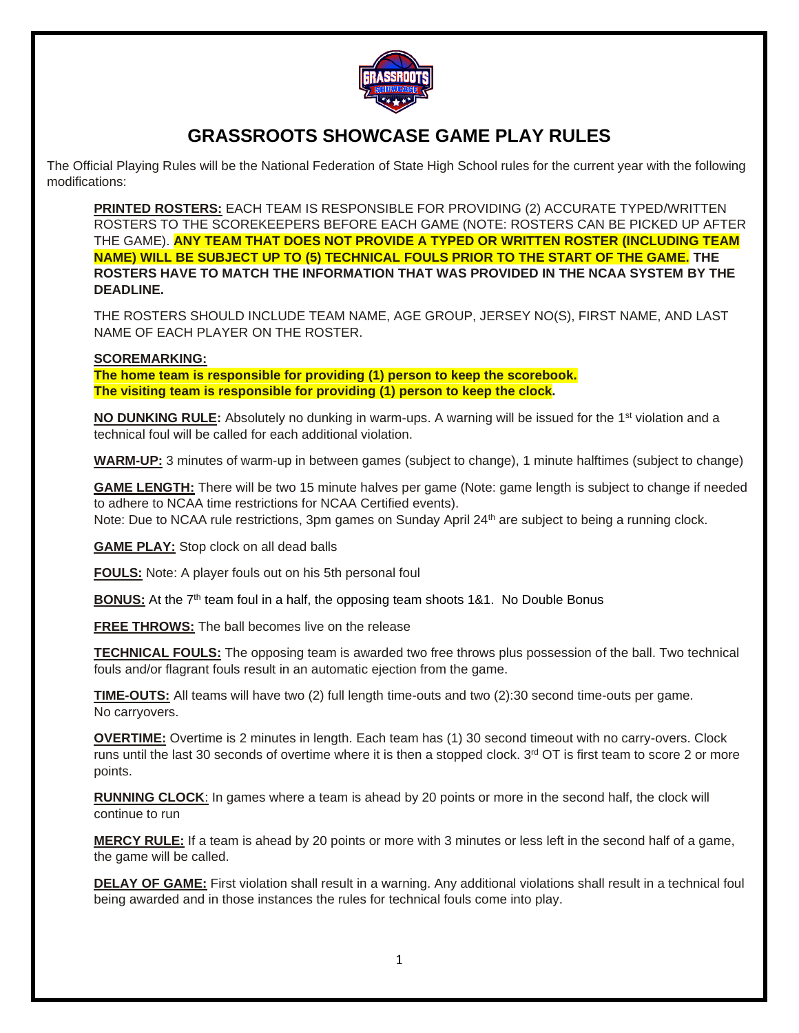# GRASSROOTS SHOWCASE GAME PLAY RULES

The Official Playing Rules will be the National Federation of State High School rules for the current year with the following modifications:

**PRINTED ROSTERS:** EACH TEAM IS RESPONSIBLE FOR PROVIDING (2) ACCURATE TYPED/WRITTEN ROSTERS TO THE SCOREKEEPERS BEFORE EACH GAME (NOTE: ROSTERS CAN BE PICKED UP AFTER THE GAME). **ANY TEAM THAT DOES NOT PROVIDE A TYPED OR WRITTEN ROSTER (INCLUDING TEAM NAME) WILL BE SUBJECT UP TO (5) TECHNICAL FOULS PRIOR TO THE START OF THE GAME. THE ROSTERS HAVE TO MATCH THE INFORMATION THAT WAS PROVIDED IN THE NCAA SYSTEM BY THE DEADLINE.**

THE ROSTERS SHOULD INCLUDE TEAM NAME, AGE GROUP, JERSEY NO(S), FIRST NAME, AND LAST NAME OF EACH PLAYER ON THE ROSTER.

**SCOREMARKING:**
**The home team is responsible for providing (1) person to keep the scorebook.**
**The visiting team is responsible for providing (1) person to keep the clock.**

**NO DUNKING RULE:** Absolutely no dunking in warm-ups. A warning will be issued for the 1st violation and a technical foul will be called for each additional violation.

**WARM-UP:** 3 minutes of warm-up in between games (subject to change), 1 minute halftimes (subject to change)

**GAME LENGTH:** There will be two 15 minute halves per game (Note: game length is subject to change if needed to adhere to NCAA time restrictions for NCAA Certified events).
Note: Due to NCAA rule restrictions, 3pm games on Sunday April 24th are subject to being a running clock.

**GAME PLAY:** Stop clock on all dead balls

**FOULS:** Note: A player fouls out on his 5th personal foul

**BONUS:** At the 7th team foul in a half, the opposing team shoots 1&1. No Double Bonus

**FREE THROWS:** The ball becomes live on the release

**TECHNICAL FOULS:** The opposing team is awarded two free throws plus possession of the ball. Two technical fouls and/or flagrant fouls result in an automatic ejection from the game.

**TIME-OUTS:** All teams will have two (2) full length time-outs and two (2):30 second time-outs per game. No carryovers.

**OVERTIME:** Overtime is 2 minutes in length. Each team has (1) 30 second timeout with no carry-overs. Clock runs until the last 30 seconds of overtime where it is then a stopped clock. 3rd OT is first team to score 2 or more points.

**RUNNING CLOCK**: In games where a team is ahead by 20 points or more in the second half, the clock will continue to run

**MERCY RULE:** If a team is ahead by 20 points or more with 3 minutes or less left in the second half of a game, the game will be called.

**DELAY OF GAME:** First violation shall result in a warning. Any additional violations shall result in a technical foul being awarded and in those instances the rules for technical fouls come into play.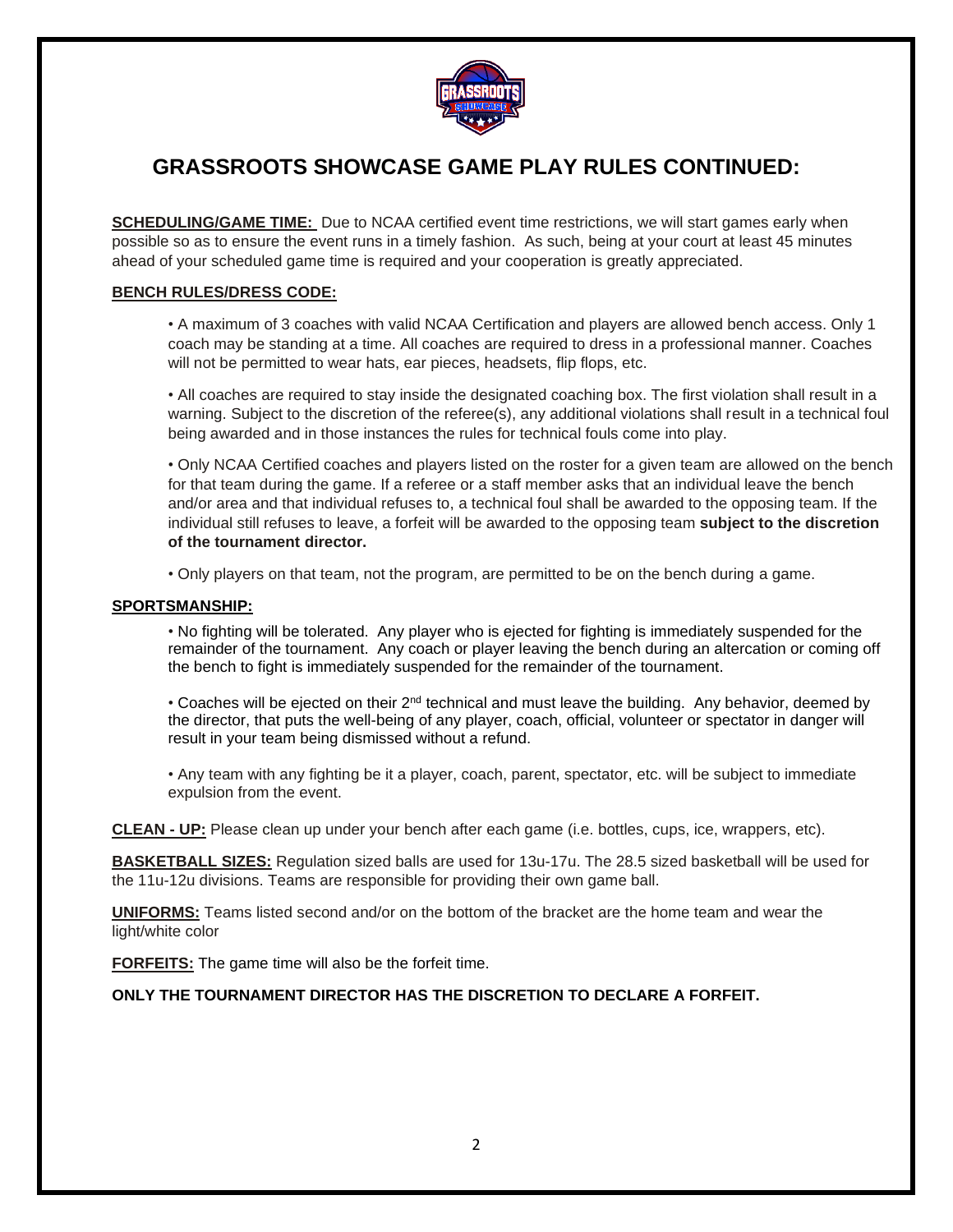# GRASSROOTS SHOWCASE GAME PLAY RULES CONTINUED:

**SCHEDULING/GAME TIME:** Due to NCAA certified event time restrictions, we will start games early when possible so as to ensure the event runs in a timely fashion. As such, being at your court at least 45 minutes ahead of your scheduled game time is required and your cooperation is greatly appreciated.

**BENCH RULES/DRESS CODE:**

- A maximum of 3 coaches with valid NCAA Certification and players are allowed bench access. Only 1 coach may be standing at a time. All coaches are required to dress in a professional manner. Coaches will not be permitted to wear hats, ear pieces, headsets, flip flops, etc.
- All coaches are required to stay inside the designated coaching box. The first violation shall result in a warning. Subject to the discretion of the referee(s), any additional violations shall result in a technical foul being awarded and in those instances the rules for technical fouls come into play.
- Only NCAA Certified coaches and players listed on the roster for a given team are allowed on the bench for that team during the game. If a referee or a staff member asks that an individual leave the bench and/or area and that individual refuses to, a technical foul shall be awarded to the opposing team. If the individual still refuses to leave, a forfeit will be awarded to the opposing team **subject to the discretion of the tournament director.**
- Only players on that team, not the program, are permitted to be on the bench during a game.

**SPORTSMANSHIP:**

- No fighting will be tolerated. Any player who is ejected for fighting is immediately suspended for the remainder of the tournament. Any coach or player leaving the bench during an altercation or coming off the bench to fight is immediately suspended for the remainder of the tournament.
- Coaches will be ejected on their 2nd technical and must leave the building. Any behavior, deemed by the director, that puts the well-being of any player, coach, official, volunteer or spectator in danger will result in your team being dismissed without a refund.
- Any team with any fighting be it a player, coach, parent, spectator, etc. will be subject to immediate expulsion from the event.

**CLEAN - UP:** Please clean up under your bench after each game (i.e. bottles, cups, ice, wrappers, etc).

**BASKETBALL SIZES:** Regulation sized balls are used for 13u-17u. The 28.5 sized basketball will be used for the 11u-12u divisions. Teams are responsible for providing their own game ball.

**UNIFORMS:** Teams listed second and/or on the bottom of the bracket are the home team and wear the light/white color

**FORFEITS:** The game time will also be the forfeit time.

**ONLY THE TOURNAMENT DIRECTOR HAS THE DISCRETION TO DECLARE A FORFEIT.**